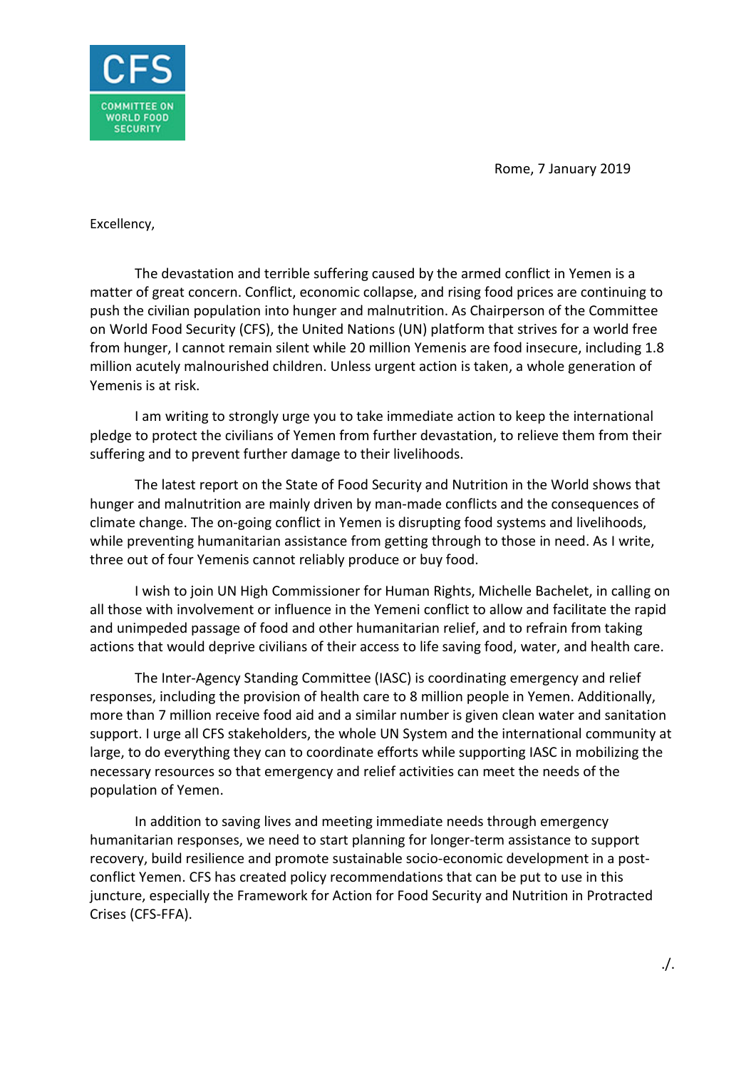CFS

COMMITTEE ON WORLD FOOD SECURITY

Rome, 7 January 2019

Excellency,

The devastation and terrible suffering caused by the armed conflict in Yemen is a matter of great concern. Conflict, economic collapse, and rising food prices are continuing to push the civilian population into hunger and malnutrition. As Chairperson of the Committee on World Food Security (CFS), the United Nations (UN) platform that strives for a world free from hunger, I cannot remain silent while 20 million Yemenis are food insecure, including 1.8 million acutely malnourished children. Unless urgent action is taken, a whole generation of Yemenis is at risk.

I am writing to strongly urge you to take immediate action to keep the international pledge to protect the civilians of Yemen from further devastation, to relieve them from their suffering and to prevent further damage to their livelihoods.

The latest report on the State of Food Security and Nutrition in the World shows that hunger and malnutrition are mainly driven by man-made conflicts and the consequences of climate change. The on-going conflict in Yemen is disrupting food systems and livelihoods, while preventing humanitarian assistance from getting through to those in need. As I write, three out of four Yemenis cannot reliably produce or buy food.

I wish to join UN High Commissioner for Human Rights, Michelle Bachelet, in calling on all those with involvement or influence in the Yemeni conflict to allow and facilitate the rapid and unimpeded passage of food and other humanitarian relief, and to refrain from taking actions that would deprive civilians of their access to life saving food, water, and health care.

The Inter-Agency Standing Committee (IASC) is coordinating emergency and relief responses, including the provision of health care to 8 million people in Yemen. Additionally, more than 7 million receive food aid and a similar number is given clean water and sanitation support. I urge all CFS stakeholders, the whole UN System and the international community at large, to do everything they can to coordinate efforts while supporting IASC in mobilizing the necessary resources so that emergency and relief activities can meet the needs of the population of Yemen.

In addition to saving lives and meeting immediate needs through emergency humanitarian responses, we need to start planning for longer-term assistance to support recovery, build resilience and promote sustainable socio-economic development in a post-conflict Yemen. CFS has created policy recommendations that can be put to use in this juncture, especially the Framework for Action for Food Security and Nutrition in Protracted Crises (CFS-FFA).

./.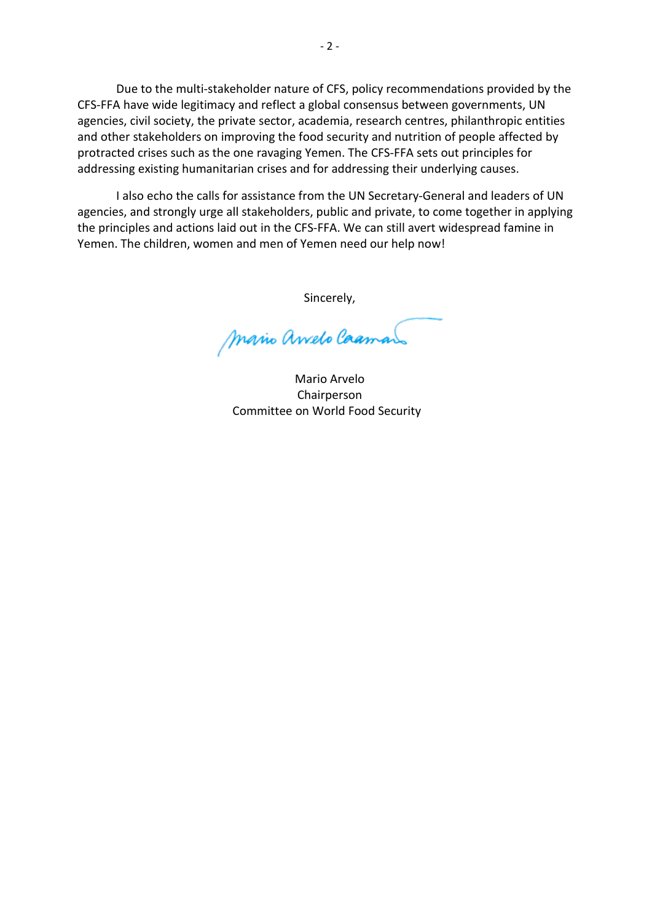Due to the multi-stakeholder nature of CFS, policy recommendations provided by the CFS-FFA have wide legitimacy and reflect a global consensus between governments, UN agencies, civil society, the private sector, academia, research centres, philanthropic entities and other stakeholders on improving the food security and nutrition of people affected by protracted crises such as the one ravaging Yemen. The CFS-FFA sets out principles for addressing existing humanitarian crises and for addressing their underlying causes.

I also echo the calls for assistance from the UN Secretary-General and leaders of UN agencies, and strongly urge all stakeholders, public and private, to come together in applying the principles and actions laid out in the CFS-FFA. We can still avert widespread famine in Yemen. The children, women and men of Yemen need our help now!

Sincerely,

Mario Arvelo
Chairperson
Committee on World Food Security